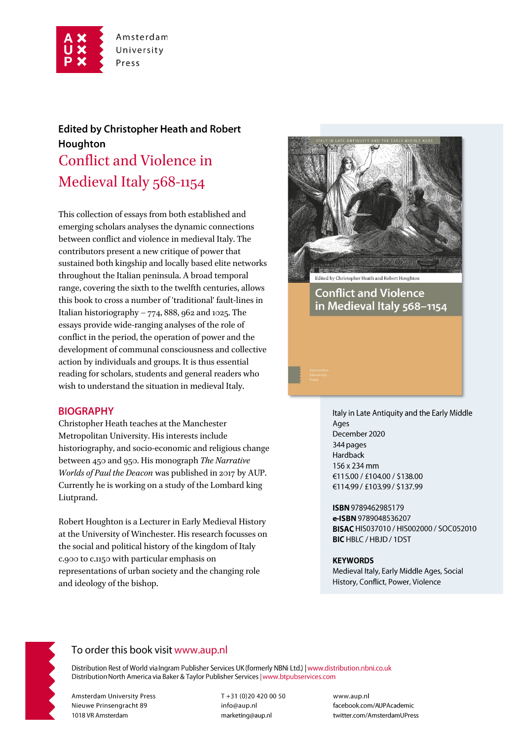Amsterdam University Press

**Edited by Christopher Heath and Robert Houghton**

# Conflict and Violence in Medieval Italy 568-1154

This collection of essays from both established and emerging scholars analyses the dynamic connections between conflict and violence in medieval Italy. The contributors present a new critique of power that sustained both kingship and locally based elite networks throughout the Italian peninsula. A broad temporal range, covering the sixth to the twelfth centuries, allows this book to cross a number of 'traditional' fault-lines in Italian historiography – 774, 888, 962 and 1025. The essays provide wide-ranging analyses of the role of conflict in the period, the operation of power and the development of communal consciousness and collective action by individuals and groups. It is thus essential reading for scholars, students and general readers who wish to understand the situation in medieval Italy.

## BIOGRAPHY

Christopher Heath teaches at the Manchester Metropolitan University. His interests include historiography, and socio-economic and religious change between 450 and 950. His monograph *The Narrative Worlds of Paul the Deacon* was published in 2017 by AUP. Currently he is working on a study of the Lombard king Liutprand.

Robert Houghton is a Lecturer in Early Medieval History at the University of Winchester. His research focusses on the social and political history of the kingdom of Italy c.900 to c.1150 with particular emphasis on representations of urban society and the changing role and ideology of the bishop.

Italy in Late Antiquity and the Early Middle Ages
December 2020
344 pages
Hardback
156 x 234 mm
€115.00 / £104.00 / $138.00
€114.99 / £103.99 / $137.99

**ISBN** 9789462985179
**e-ISBN** 9789048536207
**BISAC** HIS037010 / HIS002000 / SOC052010
**BIC** HBLC / HBJD / 1DST

**KEYWORDS**
Medieval Italy, Early Middle Ages, Social History, Conflict, Power, Violence

To order this book visit www.aup.nl

Distribution Rest of World via Ingram Publisher Services UK (formerly NBNi Ltd.) | www.distribution.nbni.co.uk
Distribution North America via Baker & Taylor Publisher Services | www.btpubservices.com

Amsterdam University Press
Nieuwe Prinsengracht 89
1018 VR Amsterdam

T +31 (0)20 420 00 50
info@aup.nl
marketing@aup.nl

www.aup.nl
facebook.com/AUPAcademic
twitter.com/AmsterdamUPress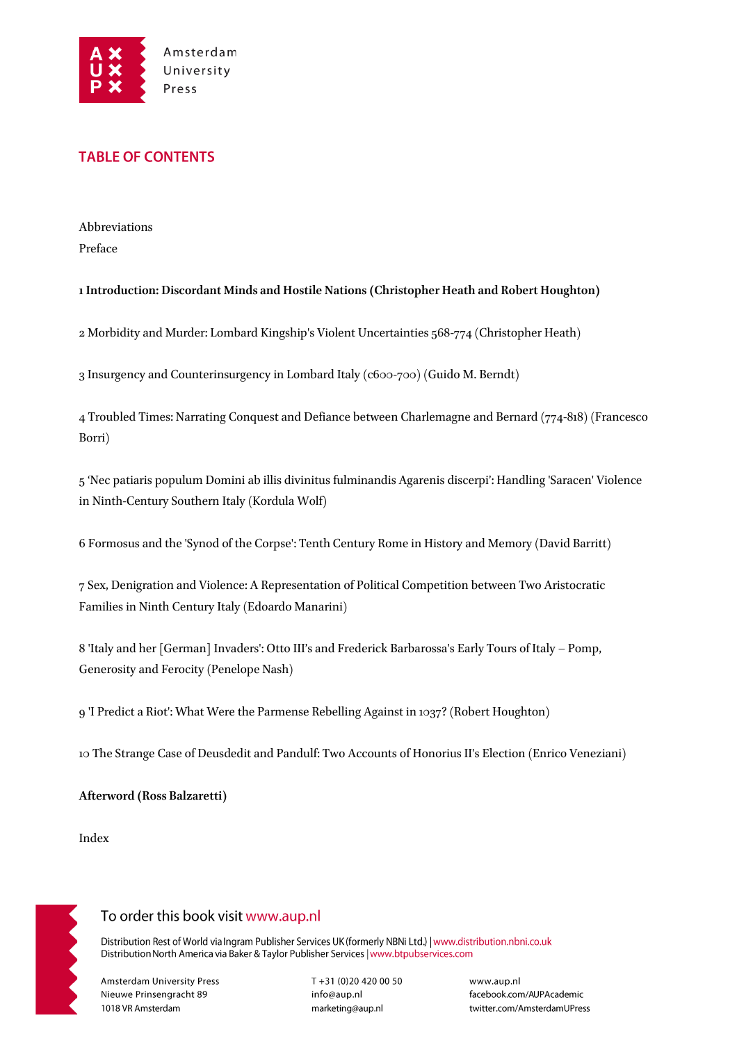## TABLE OF CONTENTS

Abbreviations

Preface

**1 Introduction: Discordant Minds and Hostile Nations (Christopher Heath and Robert Houghton)**

2 Morbidity and Murder: Lombard Kingship's Violent Uncertainties 568-774 (Christopher Heath)

3 Insurgency and Counterinsurgency in Lombard Italy (c600-700) (Guido M. Berndt)

4 Troubled Times: Narrating Conquest and Defiance between Charlemagne and Bernard (774-818) (Francesco Borri)

5 'Nec patiaris populum Domini ab illis divinitus fulminandis Agarenis discerpi': Handling 'Saracen' Violence in Ninth-Century Southern Italy (Kordula Wolf)

6 Formosus and the 'Synod of the Corpse': Tenth Century Rome in History and Memory (David Barritt)

7 Sex, Denigration and Violence: A Representation of Political Competition between Two Aristocratic Families in Ninth Century Italy (Edoardo Manarini)

8 'Italy and her [German] Invaders': Otto III's and Frederick Barbarossa's Early Tours of Italy – Pomp, Generosity and Ferocity (Penelope Nash)

9 'I Predict a Riot': What Were the Parmense Rebelling Against in 1037? (Robert Houghton)

10 The Strange Case of Deusdedit and Pandulf: Two Accounts of Honorius II's Election (Enrico Veneziani)

**Afterword (Ross Balzaretti)**

Index

To order this book visit www.aup.nl

Distribution Rest of World via Ingram Publisher Services UK (formerly NBNi Ltd.) | www.distribution.nbni.co.uk
Distribution North America via Baker & Taylor Publisher Services | www.btpubservices.com

Amsterdam University Press
Nieuwe Prinsengracht 89
1018 VR Amsterdam

T +31 (0)20 420 00 50
info@aup.nl
marketing@aup.nl

www.aup.nl
facebook.com/AUPAcademic
twitter.com/AmsterdamUPress